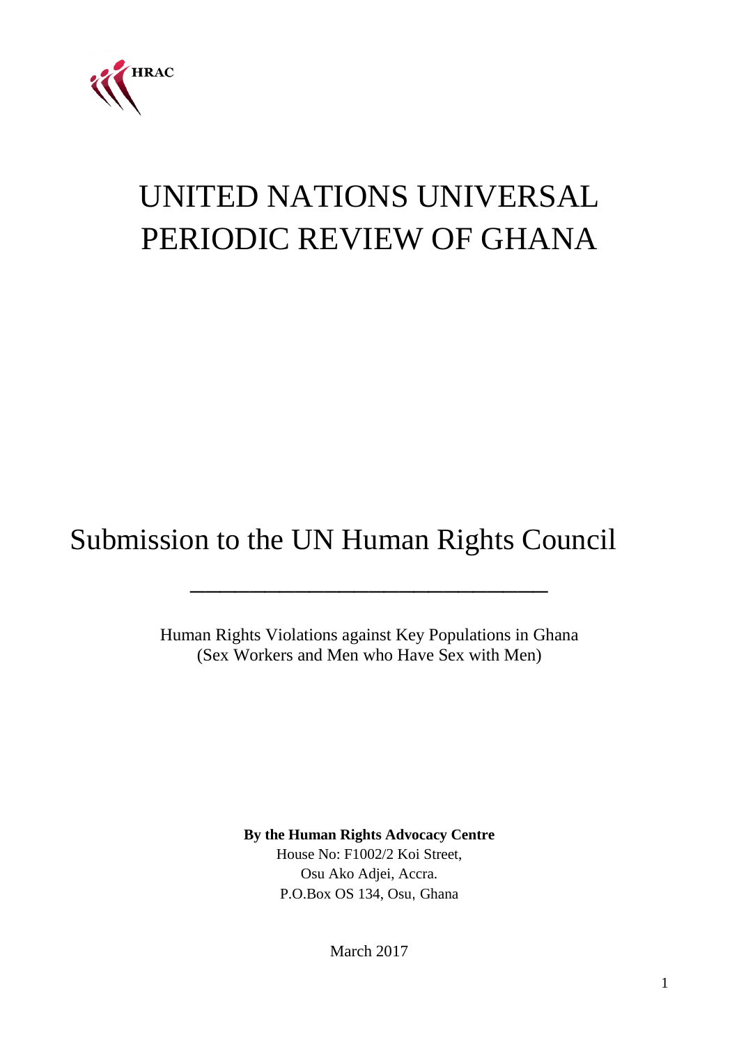HRAC

# UNITED NATIONS UNIVERSAL PERIODIC REVIEW OF GHANA

## Submission to the UN Human Rights Council

---

Human Rights Violations against Key Populations in Ghana
(Sex Workers and Men who Have Sex with Men)

**By the Human Rights Advocacy Centre**
House No: F1002/2 Koi Street,
Osu Ako Adjei, Accra.
P.O.Box OS 134, Osu, Ghana

March 2017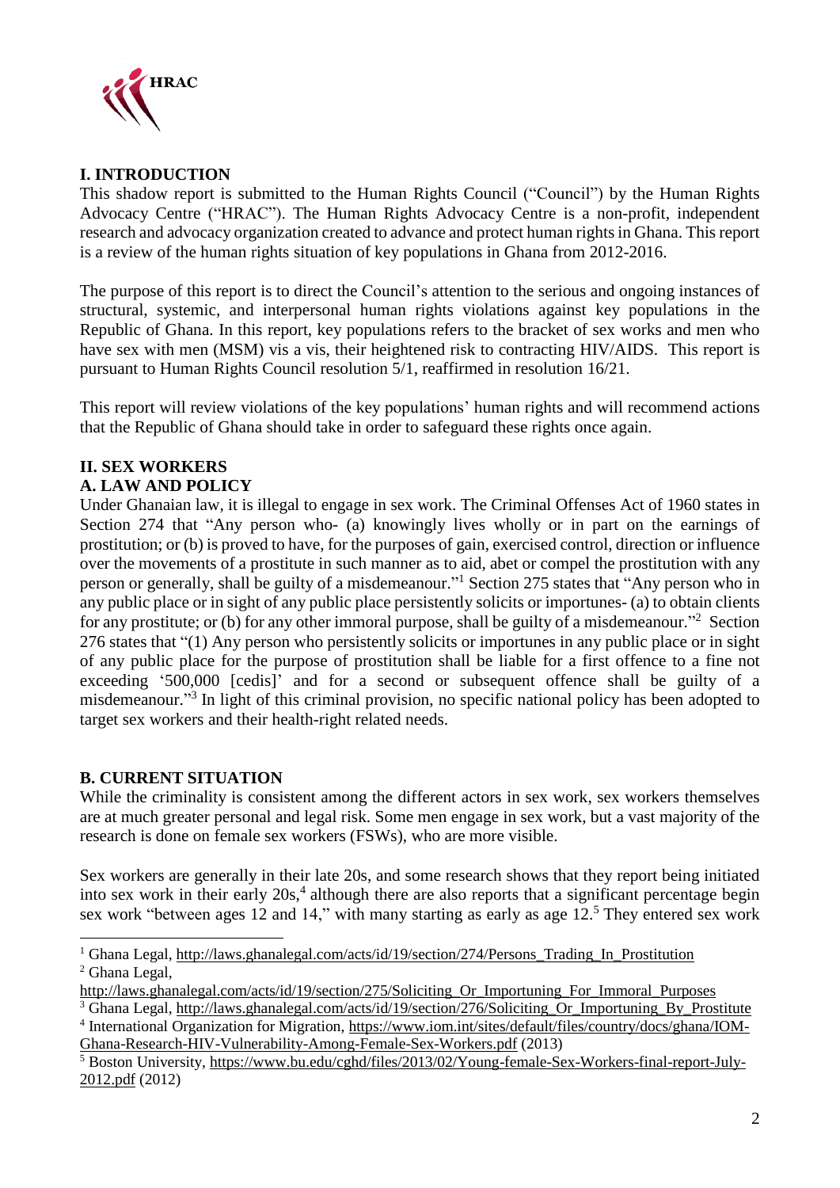HRAC

## I. INTRODUCTION

This shadow report is submitted to the Human Rights Council ("Council") by the Human Rights Advocacy Centre ("HRAC"). The Human Rights Advocacy Centre is a non-profit, independent research and advocacy organization created to advance and protect human rights in Ghana. This report is a review of the human rights situation of key populations in Ghana from 2012-2016.

The purpose of this report is to direct the Council's attention to the serious and ongoing instances of structural, systemic, and interpersonal human rights violations against key populations in the Republic of Ghana. In this report, key populations refers to the bracket of sex works and men who have sex with men (MSM) vis a vis, their heightened risk to contracting HIV/AIDS. This report is pursuant to Human Rights Council resolution 5/1, reaffirmed in resolution 16/21.

This report will review violations of the key populations' human rights and will recommend actions that the Republic of Ghana should take in order to safeguard these rights once again.

## II. SEX WORKERS

### A. LAW AND POLICY

Under Ghanaian law, it is illegal to engage in sex work. The Criminal Offenses Act of 1960 states in Section 274 that "Any person who- (a) knowingly lives wholly or in part on the earnings of prostitution; or (b) is proved to have, for the purposes of gain, exercised control, direction or influence over the movements of a prostitute in such manner as to aid, abet or compel the prostitution with any person or generally, shall be guilty of a misdemeanour."[1] Section 275 states that "Any person who in any public place or in sight of any public place persistently solicits or importunes- (a) to obtain clients for any prostitute; or (b) for any other immoral purpose, shall be guilty of a misdemeanour."[2] Section 276 states that "(1) Any person who persistently solicits or importunes in any public place or in sight of any public place for the purpose of prostitution shall be liable for a first offence to a fine not exceeding '500,000 [cedis]' and for a second or subsequent offence shall be guilty of a misdemeanour."[3] In light of this criminal provision, no specific national policy has been adopted to target sex workers and their health-right related needs.

### B. CURRENT SITUATION

While the criminality is consistent among the different actors in sex work, sex workers themselves are at much greater personal and legal risk. Some men engage in sex work, but a vast majority of the research is done on female sex workers (FSWs), who are more visible.

Sex workers are generally in their late 20s, and some research shows that they report being initiated into sex work in their early 20s,[4] although there are also reports that a significant percentage begin sex work "between ages 12 and 14," with many starting as early as age 12.[5] They entered sex work

---

[1] Ghana Legal, http://laws.ghanalegal.com/acts/id/19/section/274/Persons_Trading_In_Prostitution

[2] Ghana Legal, http://laws.ghanalegal.com/acts/id/19/section/275/Soliciting_Or_Importuning_For_Immoral_Purposes

[3] Ghana Legal, http://laws.ghanalegal.com/acts/id/19/section/276/Soliciting_Or_Importuning_By_Prostitute

[4] International Organization for Migration, https://www.iom.int/sites/default/files/country/docs/ghana/IOM-Ghana-Research-HIV-Vulnerability-Among-Female-Sex-Workers.pdf (2013)

[5] Boston University, https://www.bu.edu/cghd/files/2013/02/Young-female-Sex-Workers-final-report-July-2012.pdf (2012)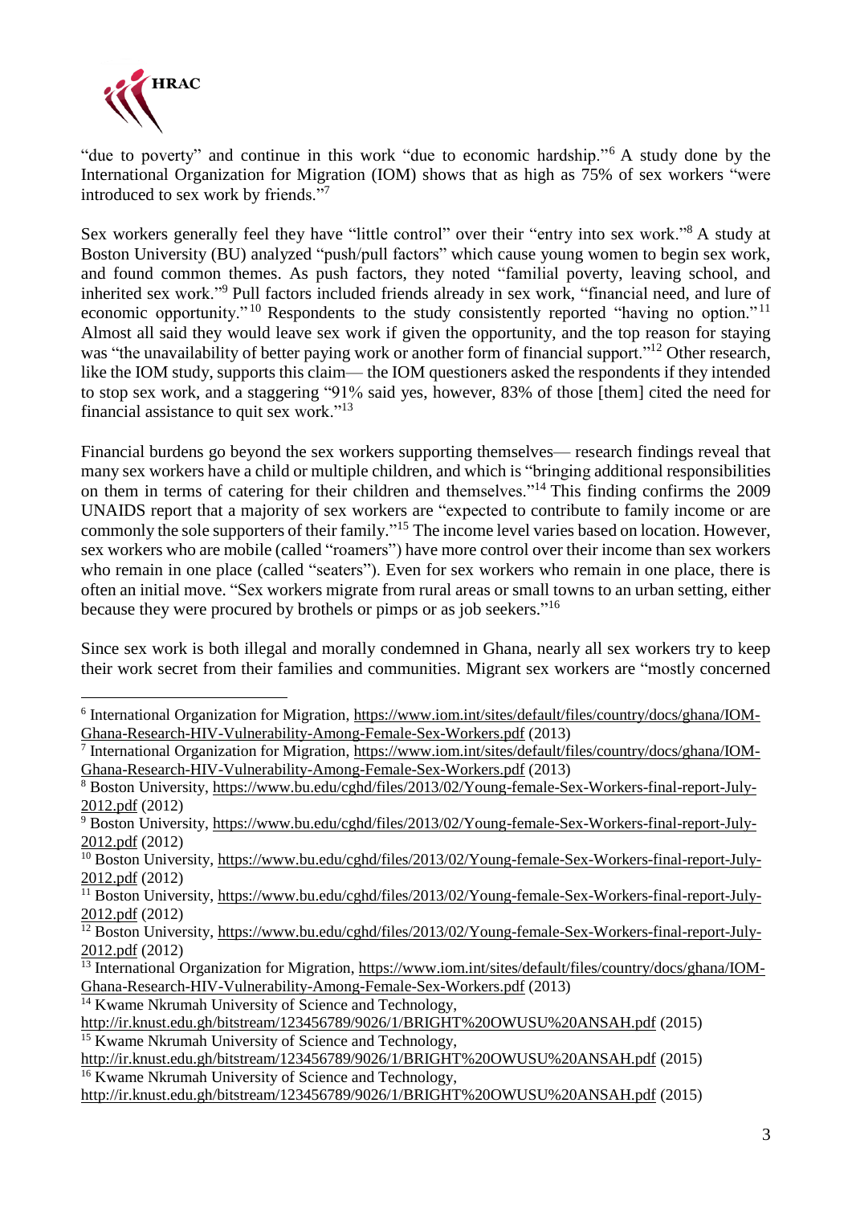"due to poverty" and continue in this work "due to economic hardship."[6] A study done by the International Organization for Migration (IOM) shows that as high as 75% of sex workers "were introduced to sex work by friends."[7]

Sex workers generally feel they have "little control" over their "entry into sex work."[8] A study at Boston University (BU) analyzed "push/pull factors" which cause young women to begin sex work, and found common themes. As push factors, they noted "familial poverty, leaving school, and inherited sex work."[9] Pull factors included friends already in sex work, "financial need, and lure of economic opportunity."[10] Respondents to the study consistently reported "having no option."[11] Almost all said they would leave sex work if given the opportunity, and the top reason for staying was "the unavailability of better paying work or another form of financial support."[12] Other research, like the IOM study, supports this claim— the IOM questioners asked the respondents if they intended to stop sex work, and a staggering "91% said yes, however, 83% of those [them] cited the need for financial assistance to quit sex work."[13]

Financial burdens go beyond the sex workers supporting themselves— research findings reveal that many sex workers have a child or multiple children, and which is "bringing additional responsibilities on them in terms of catering for their children and themselves."[14] This finding confirms the 2009 UNAIDS report that a majority of sex workers are "expected to contribute to family income or are commonly the sole supporters of their family."[15] The income level varies based on location. However, sex workers who are mobile (called "roamers") have more control over their income than sex workers who remain in one place (called "seaters"). Even for sex workers who remain in one place, there is often an initial move. "Sex workers migrate from rural areas or small towns to an urban setting, either because they were procured by brothels or pimps or as job seekers."[16]

Since sex work is both illegal and morally condemned in Ghana, nearly all sex workers try to keep their work secret from their families and communities. Migrant sex workers are "mostly concerned

---

[6] International Organization for Migration, https://www.iom.int/sites/default/files/country/docs/ghana/IOM-Ghana-Research-HIV-Vulnerability-Among-Female-Sex-Workers.pdf (2013)

[7] International Organization for Migration, https://www.iom.int/sites/default/files/country/docs/ghana/IOM-Ghana-Research-HIV-Vulnerability-Among-Female-Sex-Workers.pdf (2013)

[8] Boston University, https://www.bu.edu/cghd/files/2013/02/Young-female-Sex-Workers-final-report-July-2012.pdf (2012)

[9] Boston University, https://www.bu.edu/cghd/files/2013/02/Young-female-Sex-Workers-final-report-July-2012.pdf (2012)

[10] Boston University, https://www.bu.edu/cghd/files/2013/02/Young-female-Sex-Workers-final-report-July-2012.pdf (2012)

[11] Boston University, https://www.bu.edu/cghd/files/2013/02/Young-female-Sex-Workers-final-report-July-2012.pdf (2012)

[12] Boston University, https://www.bu.edu/cghd/files/2013/02/Young-female-Sex-Workers-final-report-July-2012.pdf (2012)

[13] International Organization for Migration, https://www.iom.int/sites/default/files/country/docs/ghana/IOM-Ghana-Research-HIV-Vulnerability-Among-Female-Sex-Workers.pdf (2013)

[14] Kwame Nkrumah University of Science and Technology, http://ir.knust.edu.gh/bitstream/123456789/9026/1/BRIGHT%20OWUSU%20ANSAH.pdf (2015)

[15] Kwame Nkrumah University of Science and Technology, http://ir.knust.edu.gh/bitstream/123456789/9026/1/BRIGHT%20OWUSU%20ANSAH.pdf (2015)

[16] Kwame Nkrumah University of Science and Technology, http://ir.knust.edu.gh/bitstream/123456789/9026/1/BRIGHT%20OWUSU%20ANSAH.pdf (2015)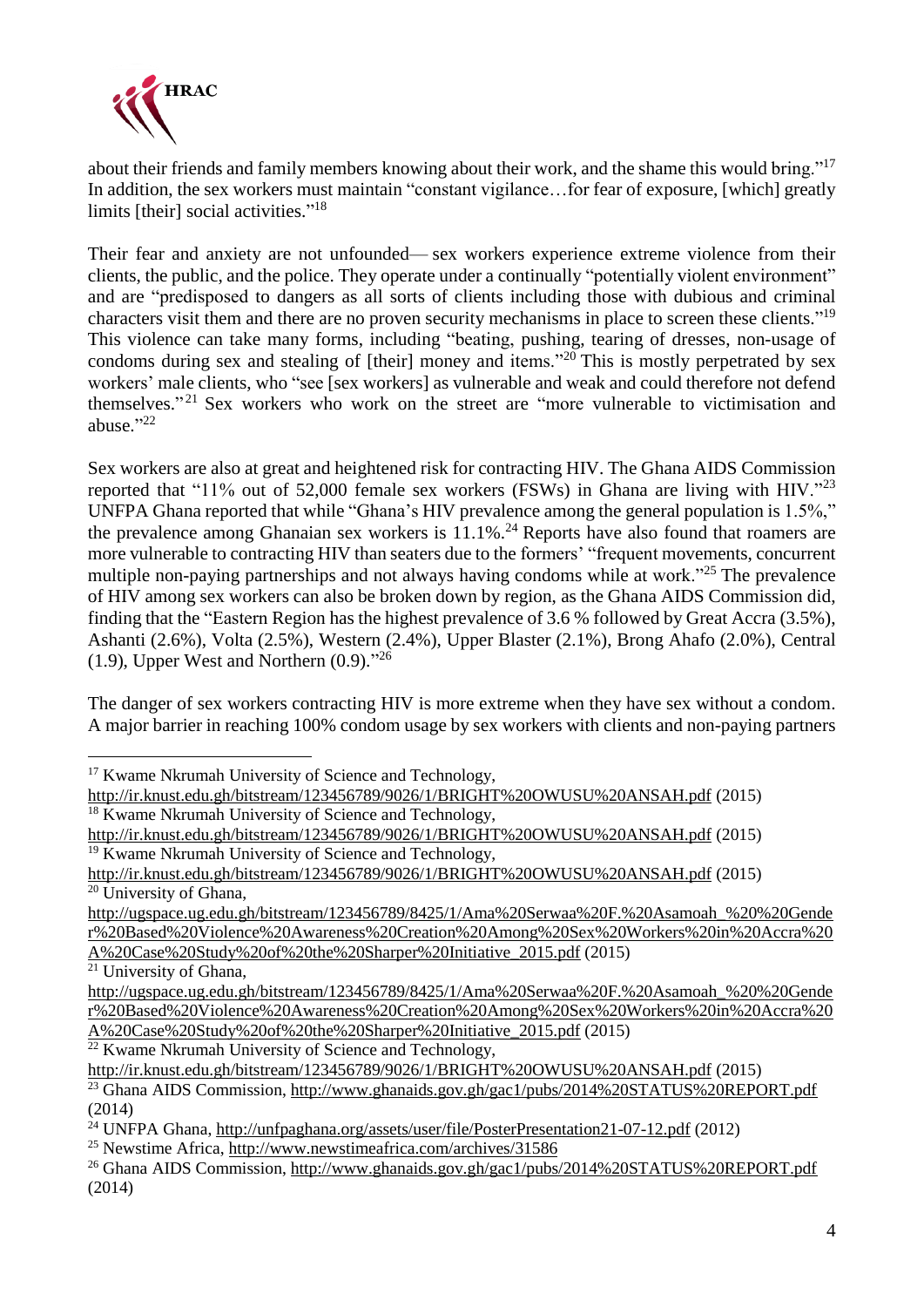about their friends and family members knowing about their work, and the shame this would bring."[17] In addition, the sex workers must maintain "constant vigilance…for fear of exposure, [which] greatly limits [their] social activities."[18]

Their fear and anxiety are not unfounded— sex workers experience extreme violence from their clients, the public, and the police. They operate under a continually "potentially violent environment" and are "predisposed to dangers as all sorts of clients including those with dubious and criminal characters visit them and there are no proven security mechanisms in place to screen these clients."[19] This violence can take many forms, including "beating, pushing, tearing of dresses, non-usage of condoms during sex and stealing of [their] money and items."[20] This is mostly perpetrated by sex workers' male clients, who "see [sex workers] as vulnerable and weak and could therefore not defend themselves."[21] Sex workers who work on the street are "more vulnerable to victimisation and abuse."[22]

Sex workers are also at great and heightened risk for contracting HIV. The Ghana AIDS Commission reported that "11% out of 52,000 female sex workers (FSWs) in Ghana are living with HIV."[23] UNFPA Ghana reported that while "Ghana's HIV prevalence among the general population is 1.5%," the prevalence among Ghanaian sex workers is 11.1%.[24] Reports have also found that roamers are more vulnerable to contracting HIV than seaters due to the formers' "frequent movements, concurrent multiple non-paying partnerships and not always having condoms while at work."[25] The prevalence of HIV among sex workers can also be broken down by region, as the Ghana AIDS Commission did, finding that the "Eastern Region has the highest prevalence of 3.6 % followed by Great Accra (3.5%), Ashanti (2.6%), Volta (2.5%), Western (2.4%), Upper Blaster (2.1%), Brong Ahafo (2.0%), Central (1.9), Upper West and Northern (0.9)."[26]

The danger of sex workers contracting HIV is more extreme when they have sex without a condom. A major barrier in reaching 100% condom usage by sex workers with clients and non-paying partners

---

[17] Kwame Nkrumah University of Science and Technology, http://ir.knust.edu.gh/bitstream/123456789/9026/1/BRIGHT%20OWUSU%20ANSAH.pdf (2015)

[18] Kwame Nkrumah University of Science and Technology, http://ir.knust.edu.gh/bitstream/123456789/9026/1/BRIGHT%20OWUSU%20ANSAH.pdf (2015)

[19] Kwame Nkrumah University of Science and Technology, http://ir.knust.edu.gh/bitstream/123456789/9026/1/BRIGHT%20OWUSU%20ANSAH.pdf (2015)

[20] University of Ghana, http://ugspace.ug.edu.gh/bitstream/123456789/8425/1/Ama%20Serwaa%20F.%20Asamoah_%20%20Gender%20Based%20Violence%20Awareness%20Creation%20Among%20Sex%20Workers%20in%20Accra%20A%20Case%20Study%20of%20the%20Sharper%20Initiative_2015.pdf (2015)

[21] University of Ghana, http://ugspace.ug.edu.gh/bitstream/123456789/8425/1/Ama%20Serwaa%20F.%20Asamoah_%20%20Gender%20Based%20Violence%20Awareness%20Creation%20Among%20Sex%20Workers%20in%20Accra%20A%20Case%20Study%20of%20the%20Sharper%20Initiative_2015.pdf (2015)

[22] Kwame Nkrumah University of Science and Technology, http://ir.knust.edu.gh/bitstream/123456789/9026/1/BRIGHT%20OWUSU%20ANSAH.pdf (2015)

[23] Ghana AIDS Commission, http://www.ghanaids.gov.gh/gac1/pubs/2014%20STATUS%20REPORT.pdf (2014)

[24] UNFPA Ghana, http://unfpaghana.org/assets/user/file/PosterPresentation21-07-12.pdf (2012)

[25] Newstime Africa, http://www.newstimeafrica.com/archives/31586

[26] Ghana AIDS Commission, http://www.ghanaids.gov.gh/gac1/pubs/2014%20STATUS%20REPORT.pdf (2014)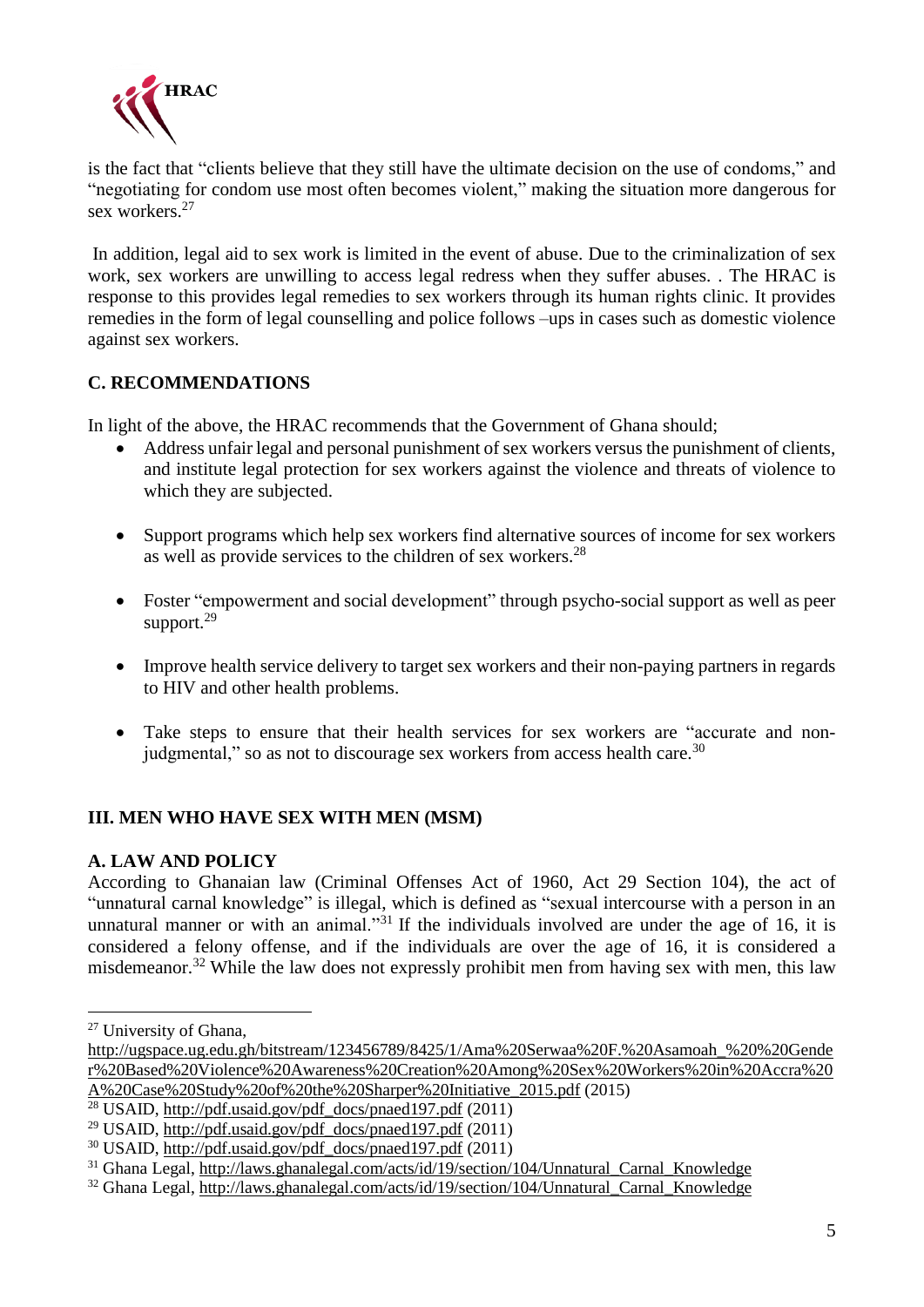is the fact that "clients believe that they still have the ultimate decision on the use of condoms," and "negotiating for condom use most often becomes violent," making the situation more dangerous for sex workers.[27]

In addition, legal aid to sex work is limited in the event of abuse. Due to the criminalization of sex work, sex workers are unwilling to access legal redress when they suffer abuses. . The HRAC is response to this provides legal remedies to sex workers through its human rights clinic. It provides remedies in the form of legal counselling and police follows –ups in cases such as domestic violence against sex workers.

### C. RECOMMENDATIONS

In light of the above, the HRAC recommends that the Government of Ghana should;

- Address unfair legal and personal punishment of sex workers versus the punishment of clients, and institute legal protection for sex workers against the violence and threats of violence to which they are subjected.
- Support programs which help sex workers find alternative sources of income for sex workers as well as provide services to the children of sex workers.[28]
- Foster "empowerment and social development" through psycho-social support as well as peer support.[29]
- Improve health service delivery to target sex workers and their non-paying partners in regards to HIV and other health problems.
- Take steps to ensure that their health services for sex workers are "accurate and non-judgmental," so as not to discourage sex workers from access health care.[30]

## III. MEN WHO HAVE SEX WITH MEN (MSM)

### A. LAW AND POLICY

According to Ghanaian law (Criminal Offenses Act of 1960, Act 29 Section 104), the act of "unnatural carnal knowledge" is illegal, which is defined as "sexual intercourse with a person in an unnatural manner or with an animal."[31] If the individuals involved are under the age of 16, it is considered a felony offense, and if the individuals are over the age of 16, it is considered a misdemeanor.[32] While the law does not expressly prohibit men from having sex with men, this law

---

[27] University of Ghana, http://ugspace.ug.edu.gh/bitstream/123456789/8425/1/Ama%20Serwaa%20F.%20Asamoah_%20%20Gender%20Based%20Violence%20Awareness%20Creation%20Among%20Sex%20Workers%20in%20Accra%20A%20Case%20Study%20of%20the%20Sharper%20Initiative_2015.pdf (2015)

[28] USAID, http://pdf.usaid.gov/pdf_docs/pnaed197.pdf (2011)

[29] USAID, http://pdf.usaid.gov/pdf_docs/pnaed197.pdf (2011)

[30] USAID, http://pdf.usaid.gov/pdf_docs/pnaed197.pdf (2011)

[31] Ghana Legal, http://laws.ghanalegal.com/acts/id/19/section/104/Unnatural_Carnal_Knowledge

[32] Ghana Legal, http://laws.ghanalegal.com/acts/id/19/section/104/Unnatural_Carnal_Knowledge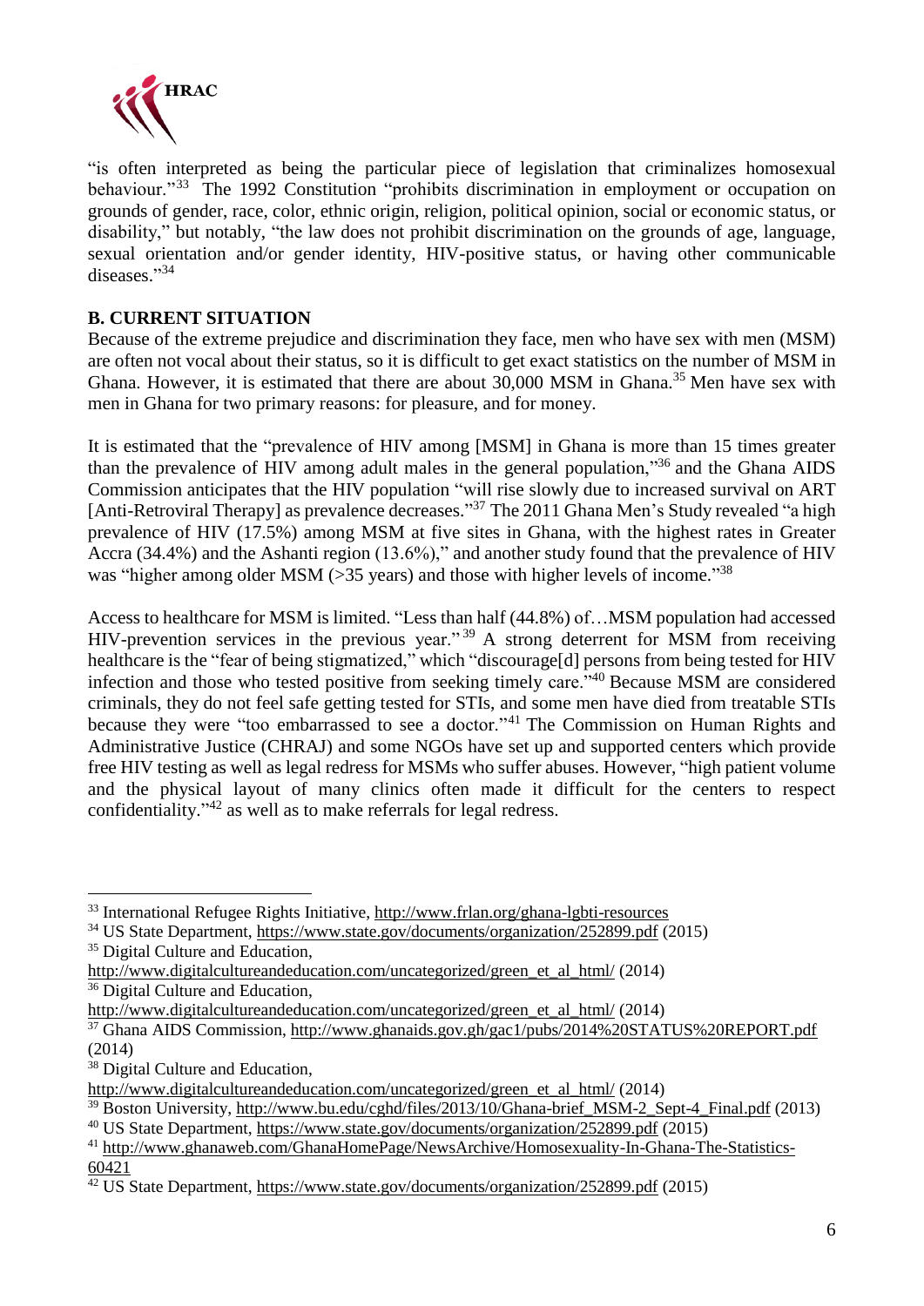"is often interpreted as being the particular piece of legislation that criminalizes homosexual behaviour."[33] The 1992 Constitution "prohibits discrimination in employment or occupation on grounds of gender, race, color, ethnic origin, religion, political opinion, social or economic status, or disability," but notably, "the law does not prohibit discrimination on the grounds of age, language, sexual orientation and/or gender identity, HIV-positive status, or having other communicable diseases."[34]

**B. CURRENT SITUATION**

Because of the extreme prejudice and discrimination they face, men who have sex with men (MSM) are often not vocal about their status, so it is difficult to get exact statistics on the number of MSM in Ghana. However, it is estimated that there are about 30,000 MSM in Ghana.[35] Men have sex with men in Ghana for two primary reasons: for pleasure, and for money.

It is estimated that the "prevalence of HIV among [MSM] in Ghana is more than 15 times greater than the prevalence of HIV among adult males in the general population,"[36] and the Ghana AIDS Commission anticipates that the HIV population "will rise slowly due to increased survival on ART [Anti-Retroviral Therapy] as prevalence decreases."[37] The 2011 Ghana Men's Study revealed "a high prevalence of HIV (17.5%) among MSM at five sites in Ghana, with the highest rates in Greater Accra (34.4%) and the Ashanti region (13.6%)," and another study found that the prevalence of HIV was "higher among older MSM (>35 years) and those with higher levels of income."[38]

Access to healthcare for MSM is limited. "Less than half (44.8%) of…MSM population had accessed HIV-prevention services in the previous year."[39] A strong deterrent for MSM from receiving healthcare is the "fear of being stigmatized," which "discourage[d] persons from being tested for HIV infection and those who tested positive from seeking timely care."[40] Because MSM are considered criminals, they do not feel safe getting tested for STIs, and some men have died from treatable STIs because they were "too embarrassed to see a doctor."[41] The Commission on Human Rights and Administrative Justice (CHRAJ) and some NGOs have set up and supported centers which provide free HIV testing as well as legal redress for MSMs who suffer abuses. However, "high patient volume and the physical layout of many clinics often made it difficult for the centers to respect confidentiality."[42] as well as to make referrals for legal redress.

---

[33] International Refugee Rights Initiative, http://www.frlan.org/ghana-lgbti-resources

[34] US State Department, https://www.state.gov/documents/organization/252899.pdf (2015)

[35] Digital Culture and Education, http://www.digitalcultureandeducation.com/uncategorized/green_et_al_html/ (2014)

[36] Digital Culture and Education, http://www.digitalcultureandeducation.com/uncategorized/green_et_al_html/ (2014)

[37] Ghana AIDS Commission, http://www.ghanaids.gov.gh/gac1/pubs/2014%20STATUS%20REPORT.pdf (2014)

[38] Digital Culture and Education, http://www.digitalcultureandeducation.com/uncategorized/green_et_al_html/ (2014)

[39] Boston University, http://www.bu.edu/cghd/files/2013/10/Ghana-brief_MSM-2_Sept-4_Final.pdf (2013)

[40] US State Department, https://www.state.gov/documents/organization/252899.pdf (2015)

[41] http://www.ghanaweb.com/GhanaHomePage/NewsArchive/Homosexuality-In-Ghana-The-Statistics-60421

[42] US State Department, https://www.state.gov/documents/organization/252899.pdf (2015)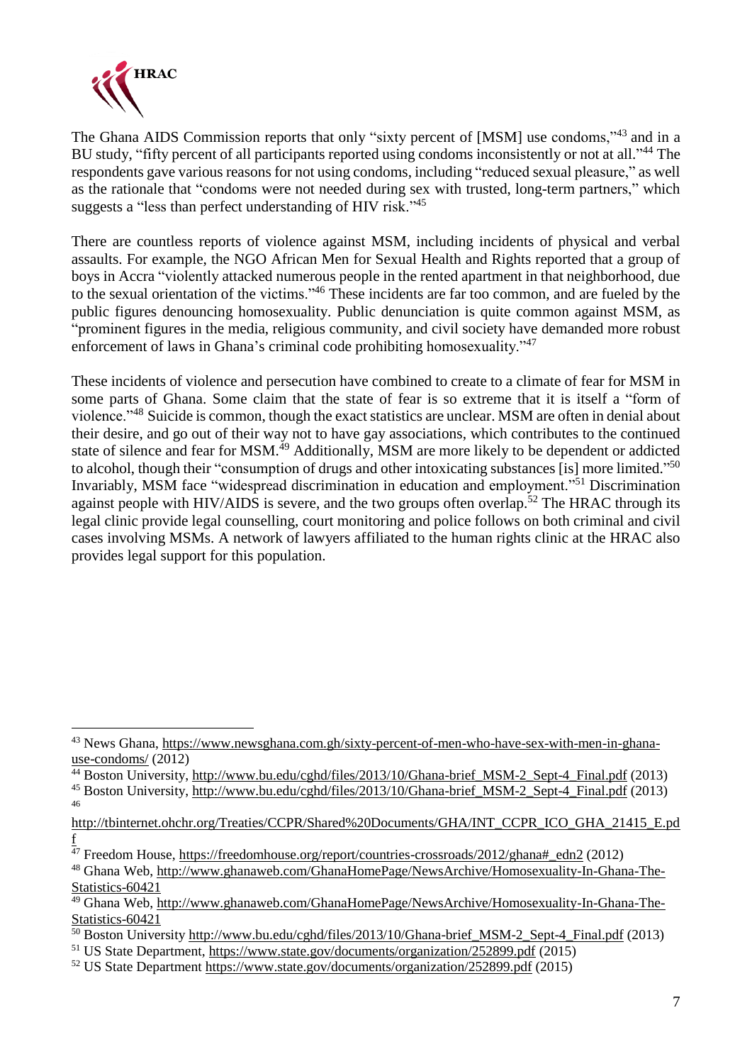The Ghana AIDS Commission reports that only "sixty percent of [MSM] use condoms,"[43] and in a BU study, "fifty percent of all participants reported using condoms inconsistently or not at all."[44] The respondents gave various reasons for not using condoms, including "reduced sexual pleasure," as well as the rationale that "condoms were not needed during sex with trusted, long-term partners," which suggests a "less than perfect understanding of HIV risk."[45]

There are countless reports of violence against MSM, including incidents of physical and verbal assaults. For example, the NGO African Men for Sexual Health and Rights reported that a group of boys in Accra "violently attacked numerous people in the rented apartment in that neighborhood, due to the sexual orientation of the victims."[46] These incidents are far too common, and are fueled by the public figures denouncing homosexuality. Public denunciation is quite common against MSM, as "prominent figures in the media, religious community, and civil society have demanded more robust enforcement of laws in Ghana's criminal code prohibiting homosexuality."[47]

These incidents of violence and persecution have combined to create to a climate of fear for MSM in some parts of Ghana. Some claim that the state of fear is so extreme that it is itself a "form of violence."[48] Suicide is common, though the exact statistics are unclear. MSM are often in denial about their desire, and go out of their way not to have gay associations, which contributes to the continued state of silence and fear for MSM.[49] Additionally, MSM are more likely to be dependent or addicted to alcohol, though their "consumption of drugs and other intoxicating substances [is] more limited."[50] Invariably, MSM face "widespread discrimination in education and employment."[51] Discrimination against people with HIV/AIDS is severe, and the two groups often overlap.[52] The HRAC through its legal clinic provide legal counselling, court monitoring and police follows on both criminal and civil cases involving MSMs. A network of lawyers affiliated to the human rights clinic at the HRAC also provides legal support for this population.

---

[43] News Ghana, https://www.newsghana.com.gh/sixty-percent-of-men-who-have-sex-with-men-in-ghana-use-condoms/ (2012)

[44] Boston University, http://www.bu.edu/cghd/files/2013/10/Ghana-brief_MSM-2_Sept-4_Final.pdf (2013)

[45] Boston University, http://www.bu.edu/cghd/files/2013/10/Ghana-brief_MSM-2_Sept-4_Final.pdf (2013)

[46] http://tbinternet.ohchr.org/Treaties/CCPR/Shared%20Documents/GHA/INT_CCPR_ICO_GHA_21415_E.pdf

[47] Freedom House, https://freedomhouse.org/report/countries-crossroads/2012/ghana#_edn2 (2012)

[48] Ghana Web, http://www.ghanaweb.com/GhanaHomePage/NewsArchive/Homosexuality-In-Ghana-The-Statistics-60421

[49] Ghana Web, http://www.ghanaweb.com/GhanaHomePage/NewsArchive/Homosexuality-In-Ghana-The-Statistics-60421

[50] Boston University http://www.bu.edu/cghd/files/2013/10/Ghana-brief_MSM-2_Sept-4_Final.pdf (2013)

[51] US State Department, https://www.state.gov/documents/organization/252899.pdf (2015)

[52] US State Department https://www.state.gov/documents/organization/252899.pdf (2015)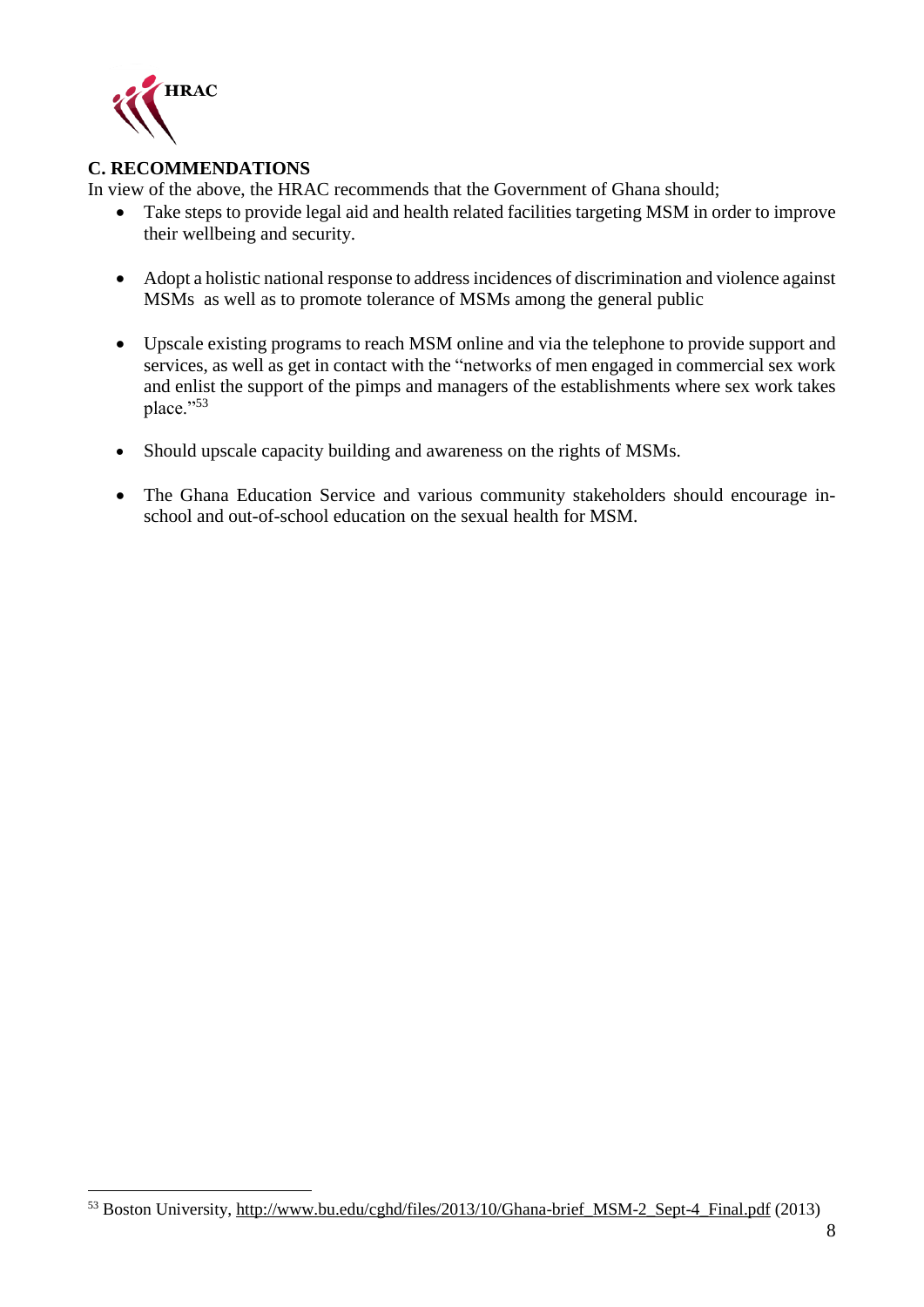HRAC

## C. RECOMMENDATIONS

In view of the above, the HRAC recommends that the Government of Ghana should;

- Take steps to provide legal aid and health related facilities targeting MSM in order to improve their wellbeing and security.

- Adopt a holistic national response to address incidences of discrimination and violence against MSMs as well as to promote tolerance of MSMs among the general public

- Upscale existing programs to reach MSM online and via the telephone to provide support and services, as well as get in contact with the "networks of men engaged in commercial sex work and enlist the support of the pimps and managers of the establishments where sex work takes place."[53]

- Should upscale capacity building and awareness on the rights of MSMs.

- The Ghana Education Service and various community stakeholders should encourage in-school and out-of-school education on the sexual health for MSM.

---

[53] Boston University, http://www.bu.edu/cghd/files/2013/10/Ghana-brief_MSM-2_Sept-4_Final.pdf (2013)